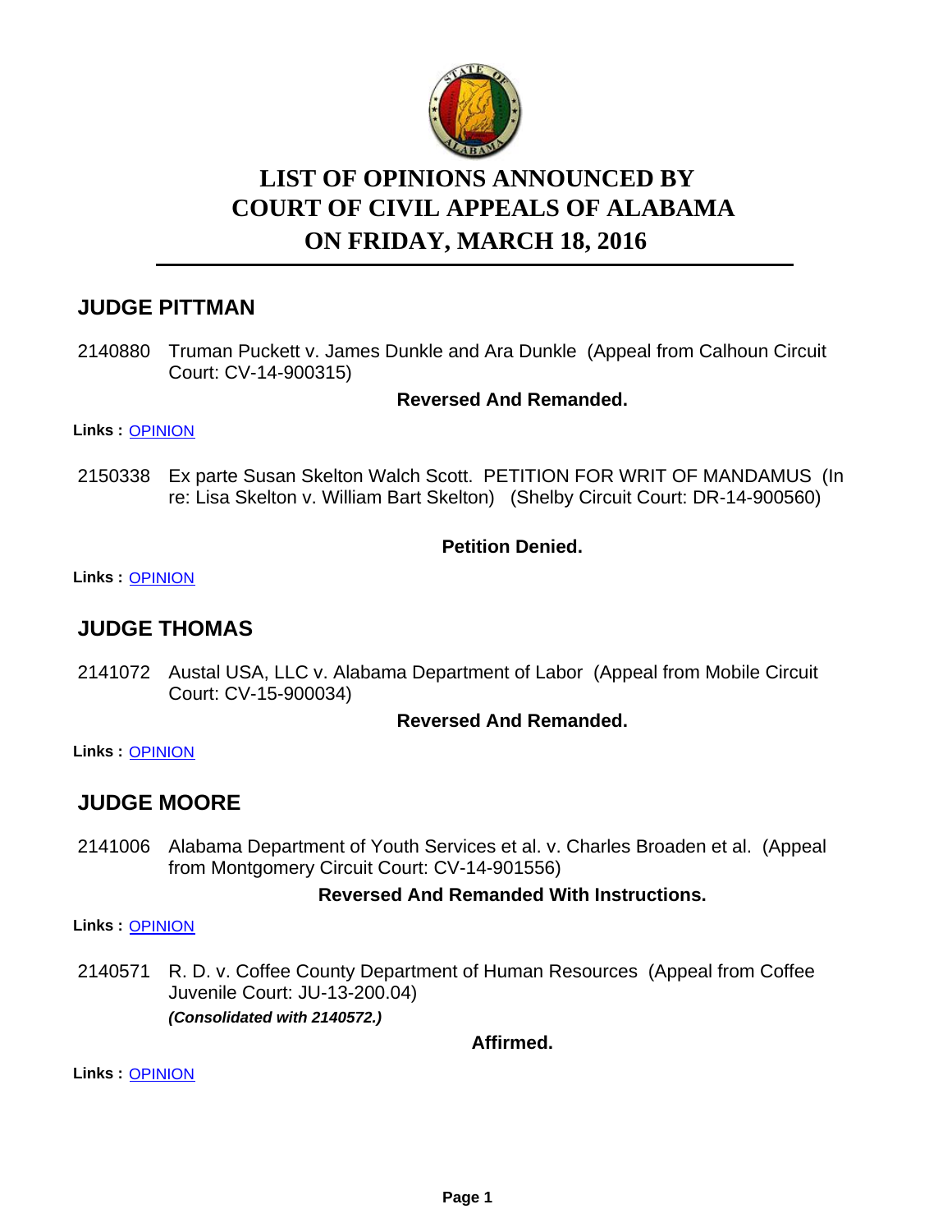# LIST OF OPINIONS ANNOUNCED BY COURT OF CIVIL APPEALS OF ALABAMA ON FRIDAY, MARCH 18, 2016

## JUDGE PITTMAN

2140880 Truman Puckett v. James Dunkle and Ara Dunkle (Appeal from Calhoun Circuit Court: CV-14-900315)

**Reversed And Remanded.**

**Links :** OPINION

2150338 Ex parte Susan Skelton Walch Scott. PETITION FOR WRIT OF MANDAMUS (In re: Lisa Skelton v. William Bart Skelton) (Shelby Circuit Court: DR-14-900560)

**Petition Denied.**

**Links :** OPINION

## JUDGE THOMAS

2141072 Austal USA, LLC v. Alabama Department of Labor (Appeal from Mobile Circuit Court: CV-15-900034)

**Reversed And Remanded.**

**Links :** OPINION

## JUDGE MOORE

2141006 Alabama Department of Youth Services et al. v. Charles Broaden et al. (Appeal from Montgomery Circuit Court: CV-14-901556)

**Reversed And Remanded With Instructions.**

**Links :** OPINION

2140571 R. D. v. Coffee County Department of Human Resources (Appeal from Coffee Juvenile Court: JU-13-200.04)
***(Consolidated with 2140572.)***

**Affirmed.**

**Links :** OPINION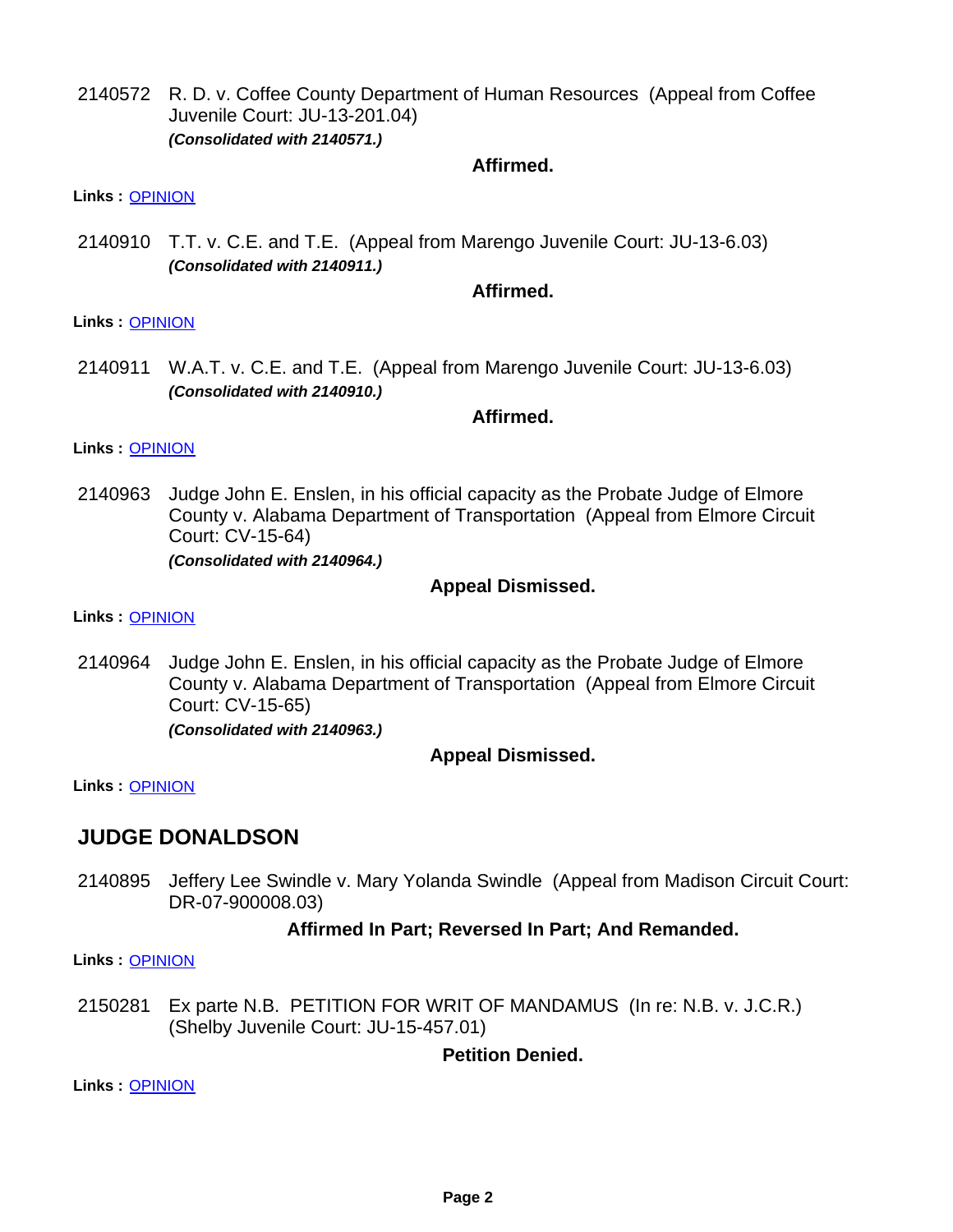2140572 R. D. v. Coffee County Department of Human Resources (Appeal from Coffee Juvenile Court: JU-13-201.04)
***(Consolidated with 2140571.)***

**Affirmed.**

**Links :** OPINION

2140910 T.T. v. C.E. and T.E. (Appeal from Marengo Juvenile Court: JU-13-6.03)
***(Consolidated with 2140911.)***

**Affirmed.**

**Links :** OPINION

2140911 W.A.T. v. C.E. and T.E. (Appeal from Marengo Juvenile Court: JU-13-6.03)
***(Consolidated with 2140910.)***

**Affirmed.**

**Links :** OPINION

2140963 Judge John E. Enslen, in his official capacity as the Probate Judge of Elmore County v. Alabama Department of Transportation (Appeal from Elmore Circuit Court: CV-15-64)
***(Consolidated with 2140964.)***

**Appeal Dismissed.**

**Links :** OPINION

2140964 Judge John E. Enslen, in his official capacity as the Probate Judge of Elmore County v. Alabama Department of Transportation (Appeal from Elmore Circuit Court: CV-15-65)
***(Consolidated with 2140963.)***

**Appeal Dismissed.**

**Links :** OPINION

## JUDGE DONALDSON

2140895 Jeffery Lee Swindle v. Mary Yolanda Swindle (Appeal from Madison Circuit Court: DR-07-900008.03)

**Affirmed In Part; Reversed In Part; And Remanded.**

**Links :** OPINION

2150281 Ex parte N.B. PETITION FOR WRIT OF MANDAMUS (In re: N.B. v. J.C.R.) (Shelby Juvenile Court: JU-15-457.01)

**Petition Denied.**

**Links :** OPINION